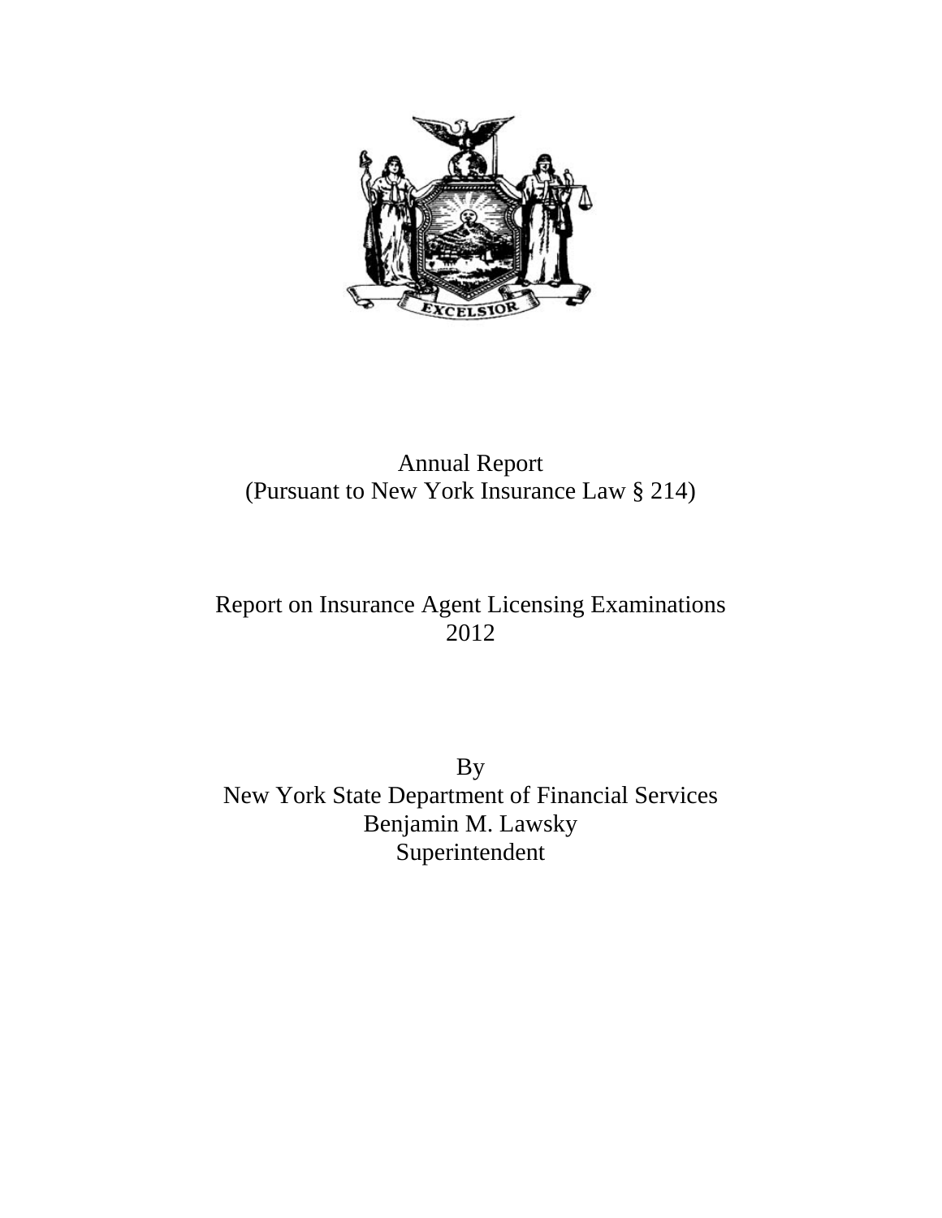Annual Report
(Pursuant to New York Insurance Law § 214)

# Report on Insurance Agent Licensing Examinations 2012

By
New York State Department of Financial Services
Benjamin M. Lawsky
Superintendent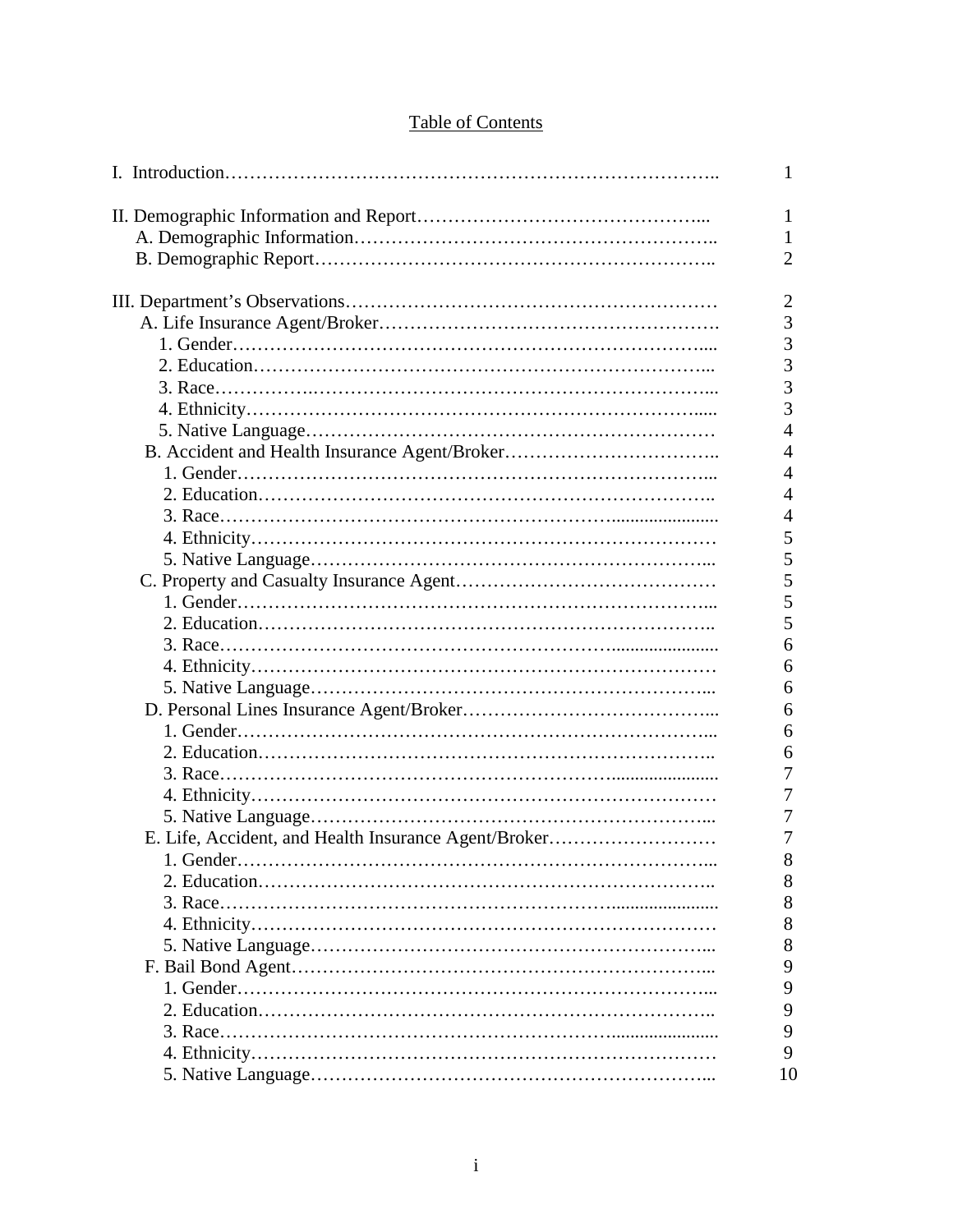# Table of Contents

| | |
|---|---|
| I. Introduction | 1 |
| II. Demographic Information and Report | 1 |
| A. Demographic Information | 1 |
| B. Demographic Report | 2 |
| III. Department's Observations | 2 |
| A. Life Insurance Agent/Broker | 3 |
| 1. Gender | 3 |
| 2. Education | 3 |
| 3. Race | 3 |
| 4. Ethnicity | 3 |
| 5. Native Language | 4 |
| B. Accident and Health Insurance Agent/Broker | 4 |
| 1. Gender | 4 |
| 2. Education | 4 |
| 3. Race | 4 |
| 4. Ethnicity | 5 |
| 5. Native Language | 5 |
| C. Property and Casualty Insurance Agent | 5 |
| 1. Gender | 5 |
| 2. Education | 5 |
| 3. Race | 6 |
| 4. Ethnicity | 6 |
| 5. Native Language | 6 |
| D. Personal Lines Insurance Agent/Broker | 6 |
| 1. Gender | 6 |
| 2. Education | 6 |
| 3. Race | 7 |
| 4. Ethnicity | 7 |
| 5. Native Language | 7 |
| E. Life, Accident, and Health Insurance Agent/Broker | 7 |
| 1. Gender | 8 |
| 2. Education | 8 |
| 3. Race | 8 |
| 4. Ethnicity | 8 |
| 5. Native Language | 8 |
| F. Bail Bond Agent | 9 |
| 1. Gender | 9 |
| 2. Education | 9 |
| 3. Race | 9 |
| 4. Ethnicity | 9 |
| 5. Native Language | 10 |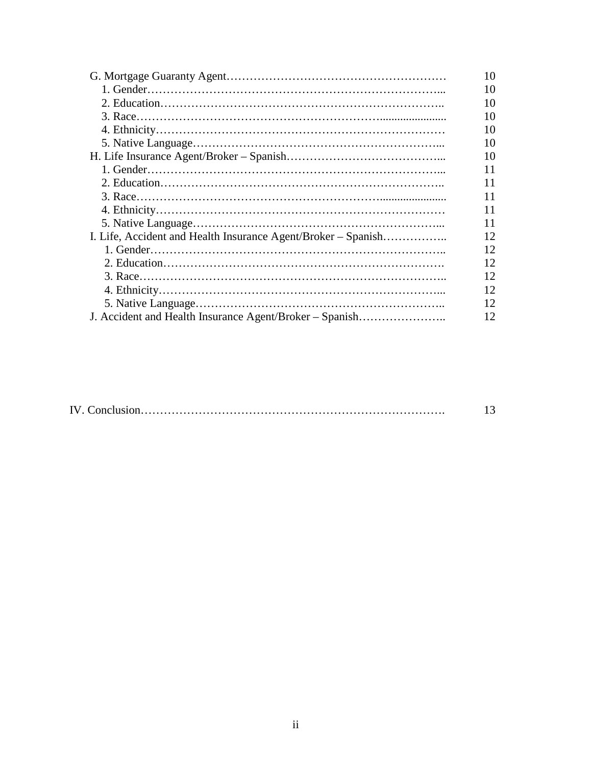| Section | Page |
|---|---|
| G. Mortgage Guaranty Agent | 10 |
| 1. Gender | 10 |
| 2. Education | 10 |
| 3. Race | 10 |
| 4. Ethnicity | 10 |
| 5. Native Language | 10 |
| H. Life Insurance Agent/Broker – Spanish | 10 |
| 1. Gender | 11 |
| 2. Education | 11 |
| 3. Race | 11 |
| 4. Ethnicity | 11 |
| 5. Native Language | 11 |
| I. Life, Accident and Health Insurance Agent/Broker – Spanish | 12 |
| 1. Gender | 12 |
| 2. Education | 12 |
| 3. Race | 12 |
| 4. Ethnicity | 12 |
| 5. Native Language | 12 |
| J. Accident and Health Insurance Agent/Broker – Spanish | 12 |
| IV. Conclusion | 13 |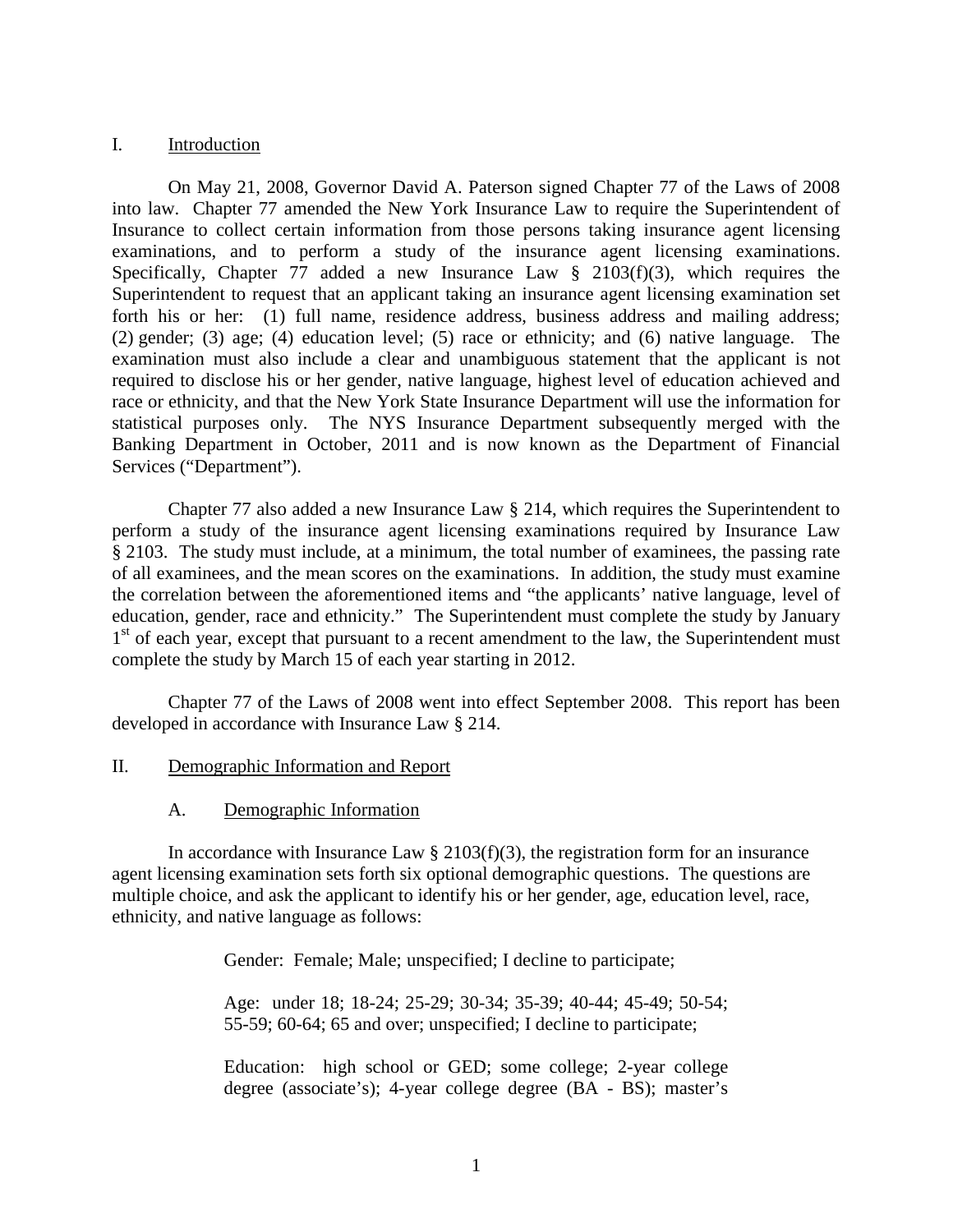## I. Introduction

On May 21, 2008, Governor David A. Paterson signed Chapter 77 of the Laws of 2008 into law. Chapter 77 amended the New York Insurance Law to require the Superintendent of Insurance to collect certain information from those persons taking insurance agent licensing examinations, and to perform a study of the insurance agent licensing examinations. Specifically, Chapter 77 added a new Insurance Law § 2103(f)(3), which requires the Superintendent to request that an applicant taking an insurance agent licensing examination set forth his or her: (1) full name, residence address, business address and mailing address; (2) gender; (3) age; (4) education level; (5) race or ethnicity; and (6) native language. The examination must also include a clear and unambiguous statement that the applicant is not required to disclose his or her gender, native language, highest level of education achieved and race or ethnicity, and that the New York State Insurance Department will use the information for statistical purposes only. The NYS Insurance Department subsequently merged with the Banking Department in October, 2011 and is now known as the Department of Financial Services ("Department").

Chapter 77 also added a new Insurance Law § 214, which requires the Superintendent to perform a study of the insurance agent licensing examinations required by Insurance Law § 2103. The study must include, at a minimum, the total number of examinees, the passing rate of all examinees, and the mean scores on the examinations. In addition, the study must examine the correlation between the aforementioned items and "the applicants' native language, level of education, gender, race and ethnicity." The Superintendent must complete the study by January 1st of each year, except that pursuant to a recent amendment to the law, the Superintendent must complete the study by March 15 of each year starting in 2012.

Chapter 77 of the Laws of 2008 went into effect September 2008. This report has been developed in accordance with Insurance Law § 214.

## II. Demographic Information and Report

### A. Demographic Information

In accordance with Insurance Law § 2103(f)(3), the registration form for an insurance agent licensing examination sets forth six optional demographic questions. The questions are multiple choice, and ask the applicant to identify his or her gender, age, education level, race, ethnicity, and native language as follows:

> Gender: Female; Male; unspecified; I decline to participate;
>
> Age: under 18; 18-24; 25-29; 30-34; 35-39; 40-44; 45-49; 50-54; 55-59; 60-64; 65 and over; unspecified; I decline to participate;
>
> Education: high school or GED; some college; 2-year college degree (associate's); 4-year college degree (BA - BS); master's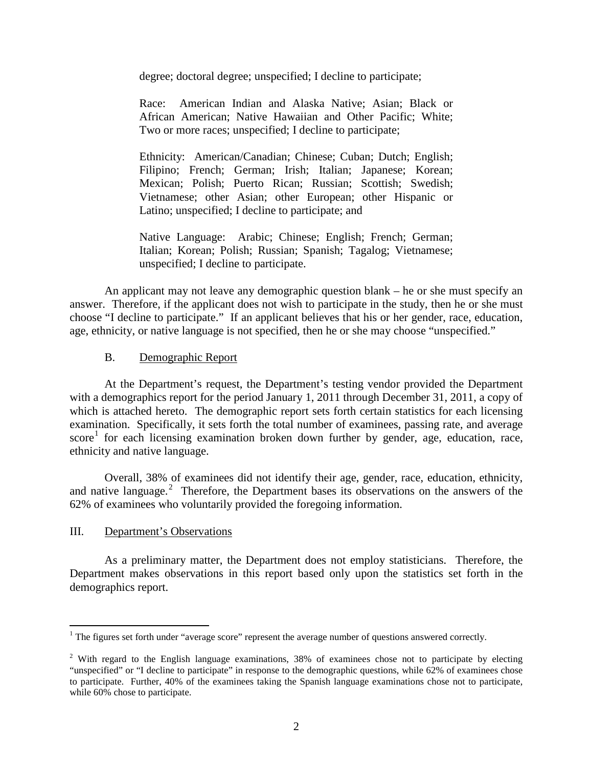degree; doctoral degree; unspecified; I decline to participate;

Race: American Indian and Alaska Native; Asian; Black or African American; Native Hawaiian and Other Pacific; White; Two or more races; unspecified; I decline to participate;

Ethnicity: American/Canadian; Chinese; Cuban; Dutch; English; Filipino; French; German; Irish; Italian; Japanese; Korean; Mexican; Polish; Puerto Rican; Russian; Scottish; Swedish; Vietnamese; other Asian; other European; other Hispanic or Latino; unspecified; I decline to participate; and

Native Language: Arabic; Chinese; English; French; German; Italian; Korean; Polish; Russian; Spanish; Tagalog; Vietnamese; unspecified; I decline to participate.

An applicant may not leave any demographic question blank – he or she must specify an answer. Therefore, if the applicant does not wish to participate in the study, then he or she must choose "I decline to participate." If an applicant believes that his or her gender, race, education, age, ethnicity, or native language is not specified, then he or she may choose "unspecified."

### B. Demographic Report

At the Department's request, the Department's testing vendor provided the Department with a demographics report for the period January 1, 2011 through December 31, 2011, a copy of which is attached hereto. The demographic report sets forth certain statistics for each licensing examination. Specifically, it sets forth the total number of examinees, passing rate, and average score[1] for each licensing examination broken down further by gender, age, education, race, ethnicity and native language.

Overall, 38% of examinees did not identify their age, gender, race, education, ethnicity, and native language.[2] Therefore, the Department bases its observations on the answers of the 62% of examinees who voluntarily provided the foregoing information.

## III. Department's Observations

As a preliminary matter, the Department does not employ statisticians. Therefore, the Department makes observations in this report based only upon the statistics set forth in the demographics report.

---

[1] The figures set forth under "average score" represent the average number of questions answered correctly.

[2] With regard to the English language examinations, 38% of examinees chose not to participate by electing "unspecified" or "I decline to participate" in response to the demographic questions, while 62% of examinees chose to participate. Further, 40% of the examinees taking the Spanish language examinations chose not to participate, while 60% chose to participate.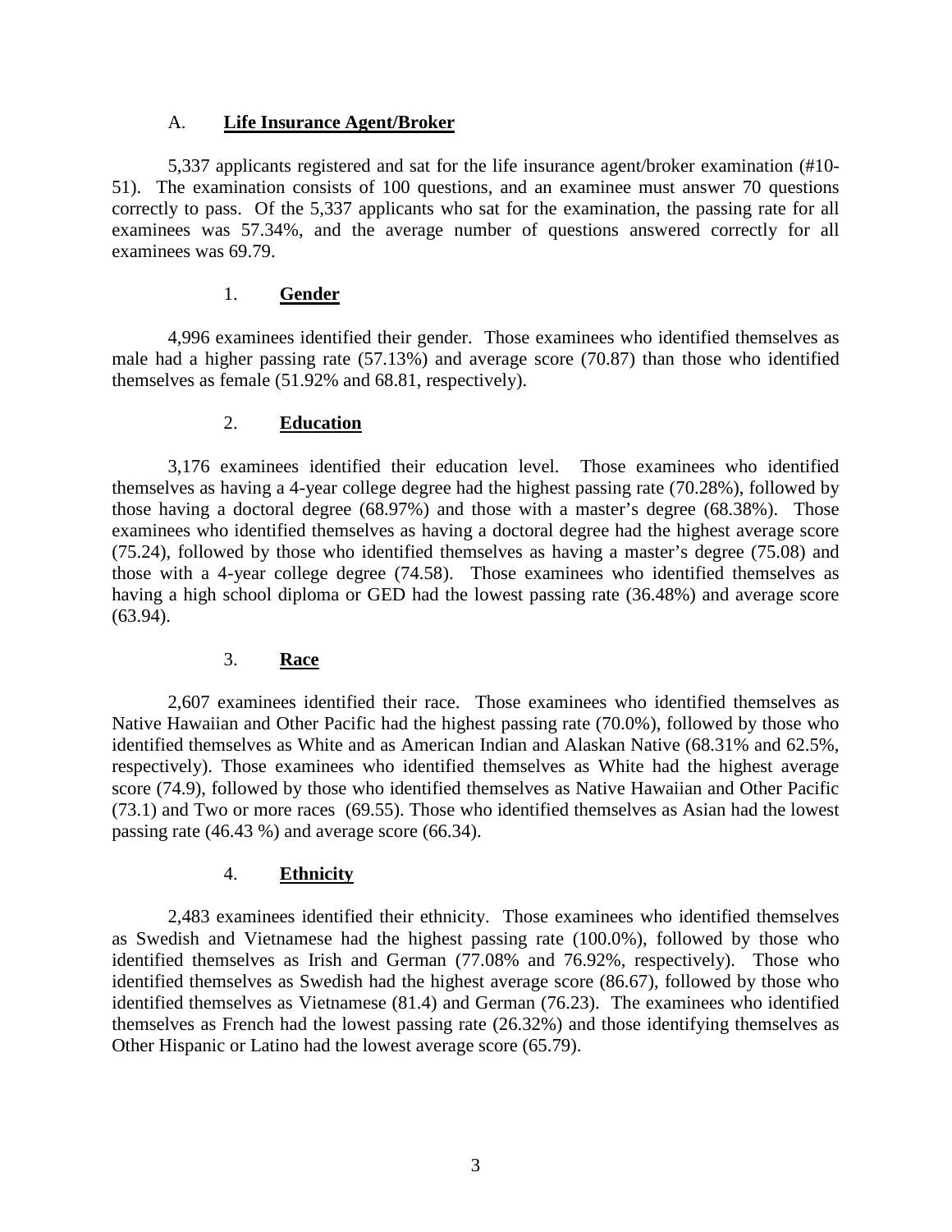## A. **Life Insurance Agent/Broker**

5,337 applicants registered and sat for the life insurance agent/broker examination (#10-51). The examination consists of 100 questions, and an examinee must answer 70 questions correctly to pass. Of the 5,337 applicants who sat for the examination, the passing rate for all examinees was 57.34%, and the average number of questions answered correctly for all examinees was 69.79.

### 1. **Gender**

4,996 examinees identified their gender. Those examinees who identified themselves as male had a higher passing rate (57.13%) and average score (70.87) than those who identified themselves as female (51.92% and 68.81, respectively).

### 2. **Education**

3,176 examinees identified their education level. Those examinees who identified themselves as having a 4-year college degree had the highest passing rate (70.28%), followed by those having a doctoral degree (68.97%) and those with a master's degree (68.38%). Those examinees who identified themselves as having a doctoral degree had the highest average score (75.24), followed by those who identified themselves as having a master's degree (75.08) and those with a 4-year college degree (74.58). Those examinees who identified themselves as having a high school diploma or GED had the lowest passing rate (36.48%) and average score (63.94).

### 3. **Race**

2,607 examinees identified their race. Those examinees who identified themselves as Native Hawaiian and Other Pacific had the highest passing rate (70.0%), followed by those who identified themselves as White and as American Indian and Alaskan Native (68.31% and 62.5%, respectively). Those examinees who identified themselves as White had the highest average score (74.9), followed by those who identified themselves as Native Hawaiian and Other Pacific (73.1) and Two or more races (69.55). Those who identified themselves as Asian had the lowest passing rate (46.43 %) and average score (66.34).

### 4. **Ethnicity**

2,483 examinees identified their ethnicity. Those examinees who identified themselves as Swedish and Vietnamese had the highest passing rate (100.0%), followed by those who identified themselves as Irish and German (77.08% and 76.92%, respectively). Those who identified themselves as Swedish had the highest average score (86.67), followed by those who identified themselves as Vietnamese (81.4) and German (76.23). The examinees who identified themselves as French had the lowest passing rate (26.32%) and those identifying themselves as Other Hispanic or Latino had the lowest average score (65.79).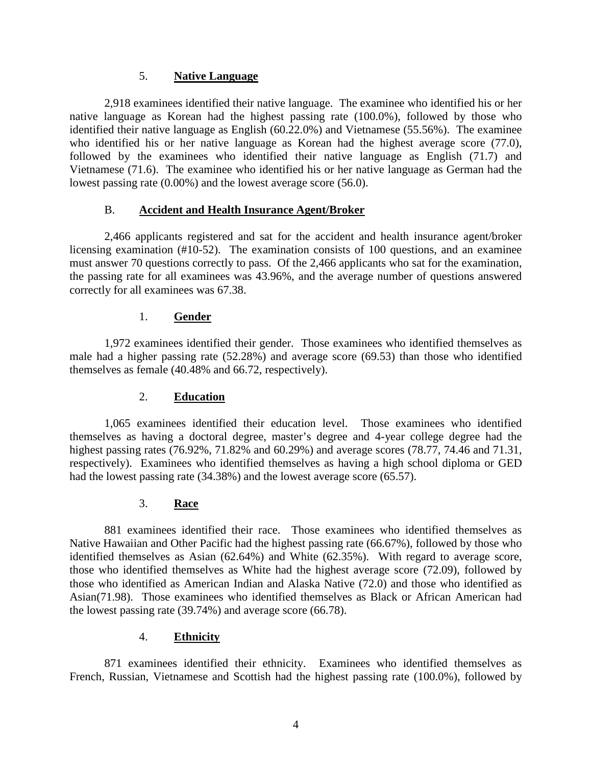### 5. **Native Language**

2,918 examinees identified their native language. The examinee who identified his or her native language as Korean had the highest passing rate (100.0%), followed by those who identified their native language as English (60.22.0%) and Vietnamese (55.56%). The examinee who identified his or her native language as Korean had the highest average score (77.0), followed by the examinees who identified their native language as English (71.7) and Vietnamese (71.6). The examinee who identified his or her native language as German had the lowest passing rate (0.00%) and the lowest average score (56.0).

## B. **Accident and Health Insurance Agent/Broker**

2,466 applicants registered and sat for the accident and health insurance agent/broker licensing examination (#10-52). The examination consists of 100 questions, and an examinee must answer 70 questions correctly to pass. Of the 2,466 applicants who sat for the examination, the passing rate for all examinees was 43.96%, and the average number of questions answered correctly for all examinees was 67.38.

### 1. **Gender**

1,972 examinees identified their gender. Those examinees who identified themselves as male had a higher passing rate (52.28%) and average score (69.53) than those who identified themselves as female (40.48% and 66.72, respectively).

### 2. **Education**

1,065 examinees identified their education level. Those examinees who identified themselves as having a doctoral degree, master's degree and 4-year college degree had the highest passing rates (76.92%, 71.82% and 60.29%) and average scores (78.77, 74.46 and 71.31, respectively). Examinees who identified themselves as having a high school diploma or GED had the lowest passing rate (34.38%) and the lowest average score (65.57).

### 3. **Race**

881 examinees identified their race. Those examinees who identified themselves as Native Hawaiian and Other Pacific had the highest passing rate (66.67%), followed by those who identified themselves as Asian (62.64%) and White (62.35%). With regard to average score, those who identified themselves as White had the highest average score (72.09), followed by those who identified as American Indian and Alaska Native (72.0) and those who identified as Asian(71.98). Those examinees who identified themselves as Black or African American had the lowest passing rate (39.74%) and average score (66.78).

### 4. **Ethnicity**

871 examinees identified their ethnicity. Examinees who identified themselves as French, Russian, Vietnamese and Scottish had the highest passing rate (100.0%), followed by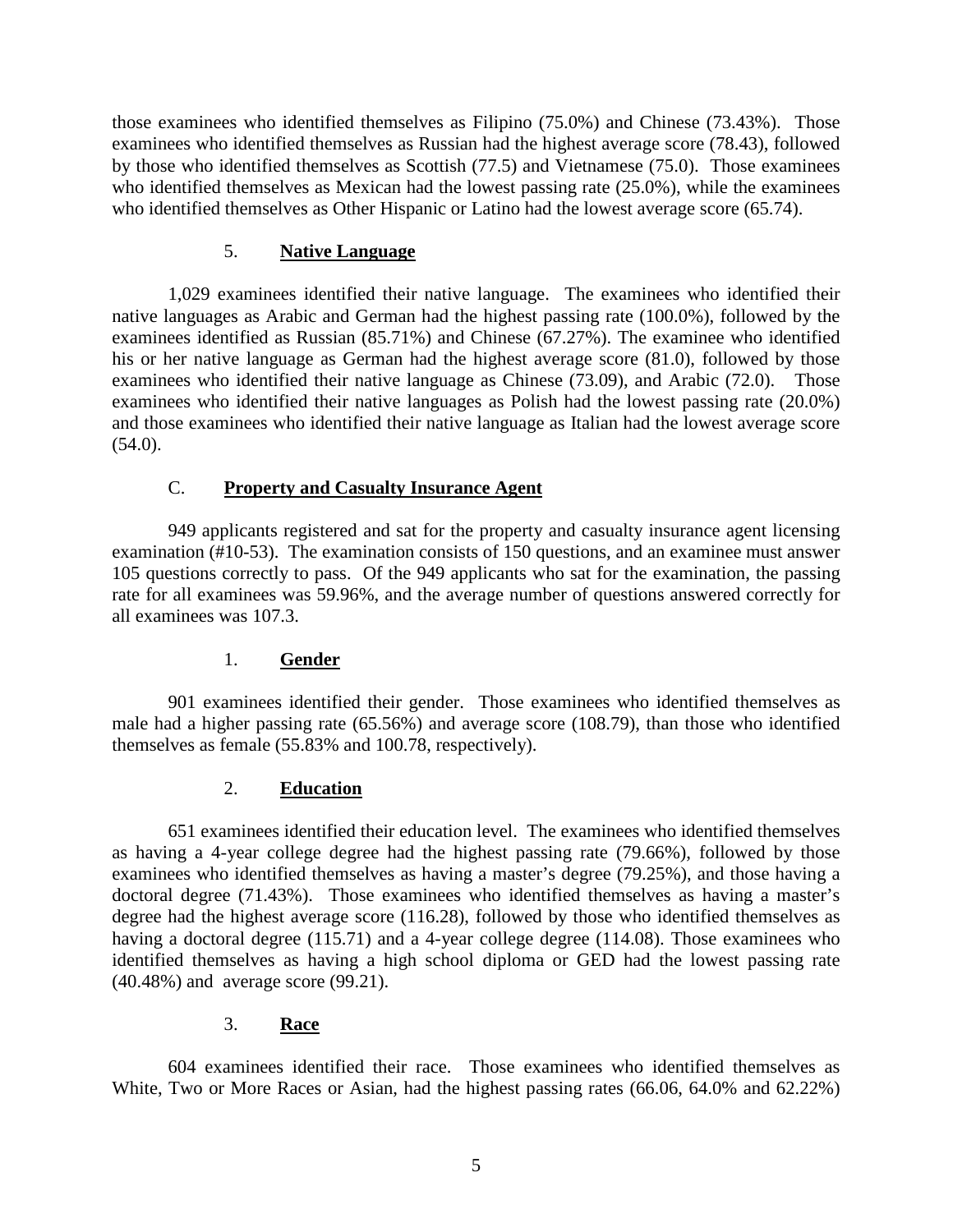those examinees who identified themselves as Filipino (75.0%) and Chinese (73.43%). Those examinees who identified themselves as Russian had the highest average score (78.43), followed by those who identified themselves as Scottish (77.5) and Vietnamese (75.0). Those examinees who identified themselves as Mexican had the lowest passing rate (25.0%), while the examinees who identified themselves as Other Hispanic or Latino had the lowest average score (65.74).

#### 5. **Native Language**

1,029 examinees identified their native language. The examinees who identified their native languages as Arabic and German had the highest passing rate (100.0%), followed by the examinees identified as Russian (85.71%) and Chinese (67.27%). The examinee who identified his or her native language as German had the highest average score (81.0), followed by those examinees who identified their native language as Chinese (73.09), and Arabic (72.0). Those examinees who identified their native languages as Polish had the lowest passing rate (20.0%) and those examinees who identified their native language as Italian had the lowest average score (54.0).

### C. **Property and Casualty Insurance Agent**

949 applicants registered and sat for the property and casualty insurance agent licensing examination (#10-53). The examination consists of 150 questions, and an examinee must answer 105 questions correctly to pass. Of the 949 applicants who sat for the examination, the passing rate for all examinees was 59.96%, and the average number of questions answered correctly for all examinees was 107.3.

#### 1. **Gender**

901 examinees identified their gender. Those examinees who identified themselves as male had a higher passing rate (65.56%) and average score (108.79), than those who identified themselves as female (55.83% and 100.78, respectively).

#### 2. **Education**

651 examinees identified their education level. The examinees who identified themselves as having a 4-year college degree had the highest passing rate (79.66%), followed by those examinees who identified themselves as having a master's degree (79.25%), and those having a doctoral degree (71.43%). Those examinees who identified themselves as having a master's degree had the highest average score (116.28), followed by those who identified themselves as having a doctoral degree (115.71) and a 4-year college degree (114.08). Those examinees who identified themselves as having a high school diploma or GED had the lowest passing rate (40.48%) and average score (99.21).

#### 3. **Race**

604 examinees identified their race. Those examinees who identified themselves as White, Two or More Races or Asian, had the highest passing rates (66.06, 64.0% and 62.22%)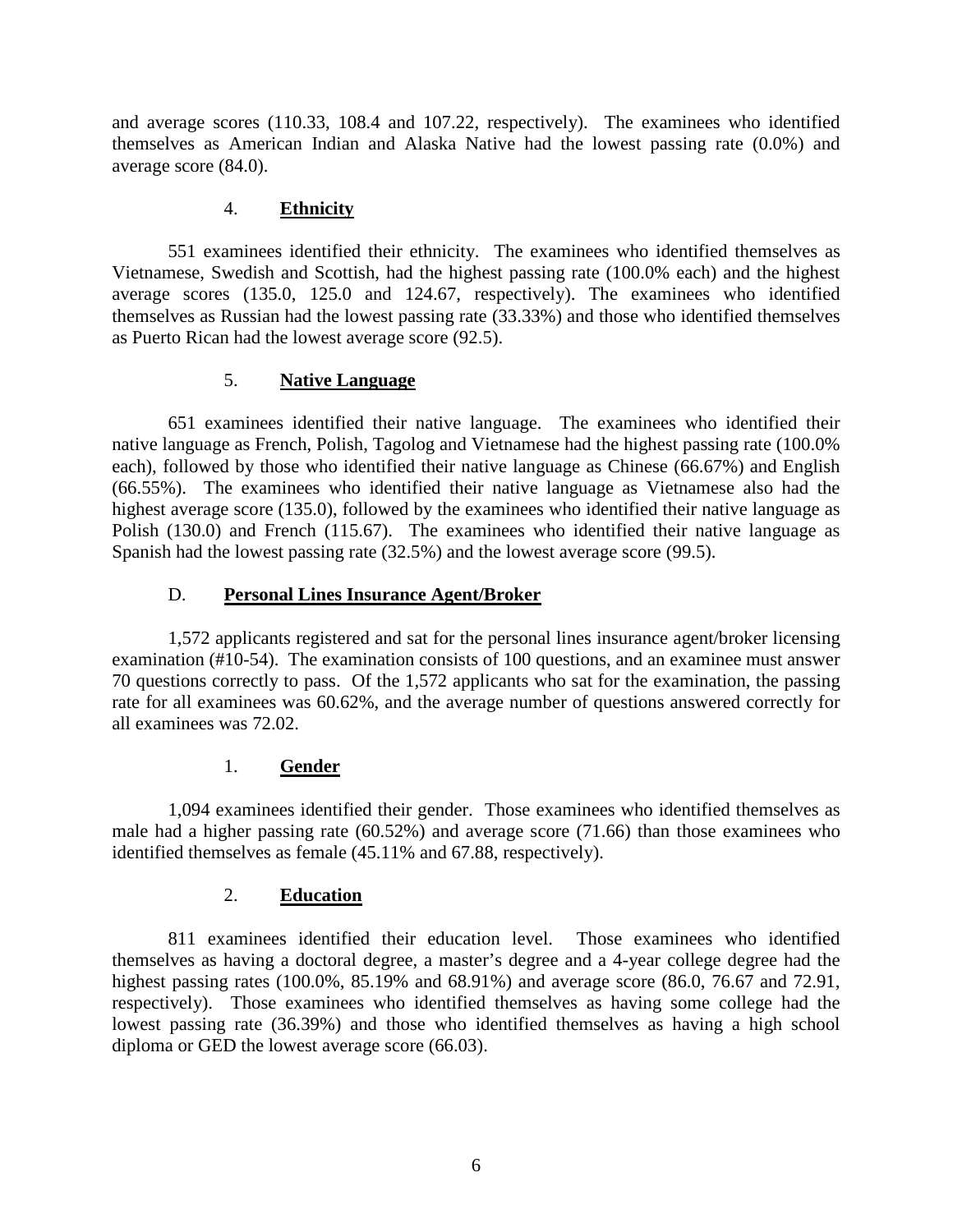and average scores (110.33, 108.4 and 107.22, respectively). The examinees who identified themselves as American Indian and Alaska Native had the lowest passing rate (0.0%) and average score (84.0).

#### 4. **Ethnicity**

551 examinees identified their ethnicity. The examinees who identified themselves as Vietnamese, Swedish and Scottish, had the highest passing rate (100.0% each) and the highest average scores (135.0, 125.0 and 124.67, respectively). The examinees who identified themselves as Russian had the lowest passing rate (33.33%) and those who identified themselves as Puerto Rican had the lowest average score (92.5).

#### 5. **Native Language**

651 examinees identified their native language. The examinees who identified their native language as French, Polish, Tagolog and Vietnamese had the highest passing rate (100.0% each), followed by those who identified their native language as Chinese (66.67%) and English (66.55%). The examinees who identified their native language as Vietnamese also had the highest average score (135.0), followed by the examinees who identified their native language as Polish (130.0) and French (115.67). The examinees who identified their native language as Spanish had the lowest passing rate (32.5%) and the lowest average score (99.5).

### D. **Personal Lines Insurance Agent/Broker**

1,572 applicants registered and sat for the personal lines insurance agent/broker licensing examination (#10-54). The examination consists of 100 questions, and an examinee must answer 70 questions correctly to pass. Of the 1,572 applicants who sat for the examination, the passing rate for all examinees was 60.62%, and the average number of questions answered correctly for all examinees was 72.02.

#### 1. **Gender**

1,094 examinees identified their gender. Those examinees who identified themselves as male had a higher passing rate (60.52%) and average score (71.66) than those examinees who identified themselves as female (45.11% and 67.88, respectively).

#### 2. **Education**

811 examinees identified their education level. Those examinees who identified themselves as having a doctoral degree, a master's degree and a 4-year college degree had the highest passing rates (100.0%, 85.19% and 68.91%) and average score (86.0, 76.67 and 72.91, respectively). Those examinees who identified themselves as having some college had the lowest passing rate (36.39%) and those who identified themselves as having a high school diploma or GED the lowest average score (66.03).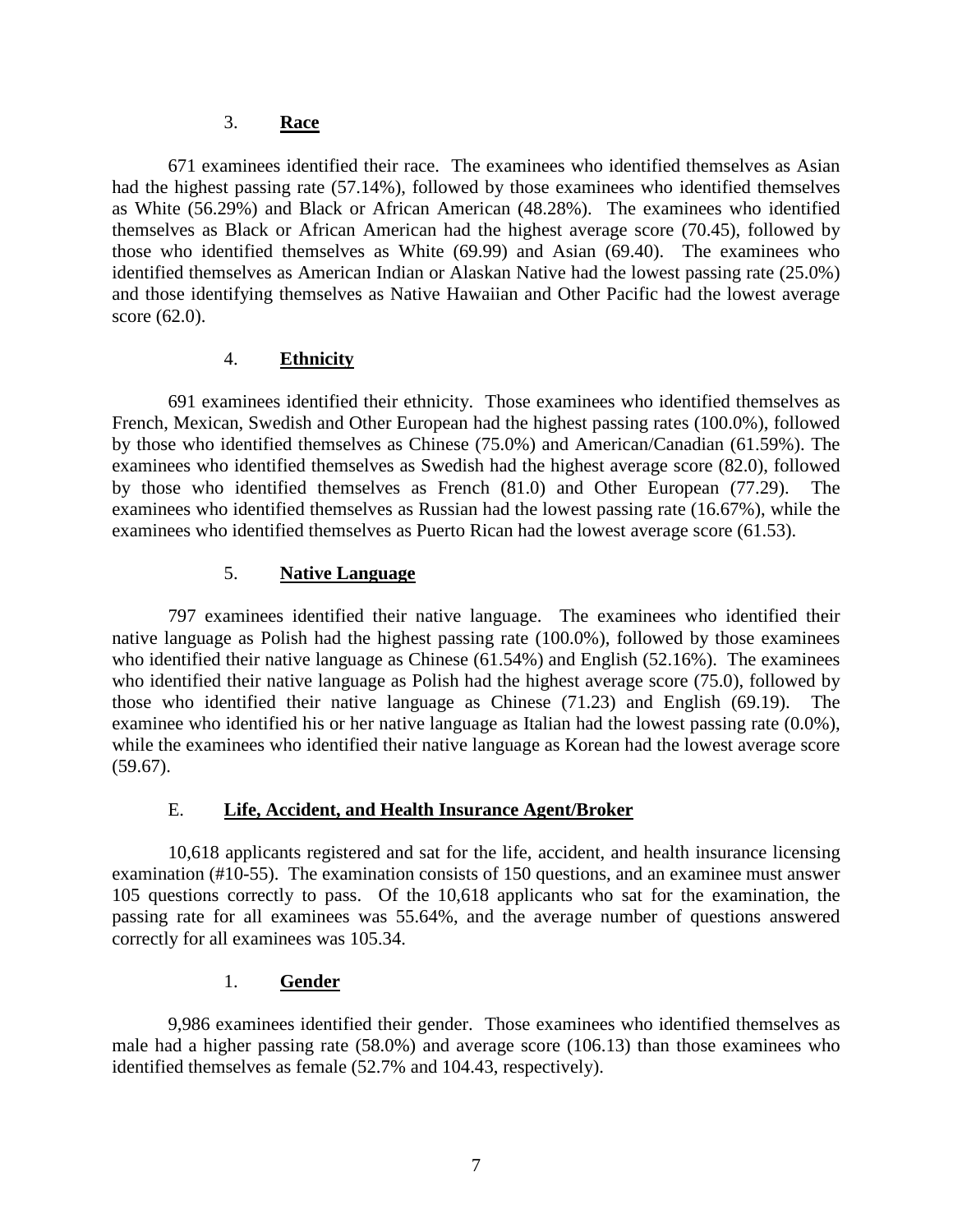### 3. **Race**

671 examinees identified their race. The examinees who identified themselves as Asian had the highest passing rate (57.14%), followed by those examinees who identified themselves as White (56.29%) and Black or African American (48.28%). The examinees who identified themselves as Black or African American had the highest average score (70.45), followed by those who identified themselves as White (69.99) and Asian (69.40). The examinees who identified themselves as American Indian or Alaskan Native had the lowest passing rate (25.0%) and those identifying themselves as Native Hawaiian and Other Pacific had the lowest average score (62.0).

### 4. **Ethnicity**

691 examinees identified their ethnicity. Those examinees who identified themselves as French, Mexican, Swedish and Other European had the highest passing rates (100.0%), followed by those who identified themselves as Chinese (75.0%) and American/Canadian (61.59%). The examinees who identified themselves as Swedish had the highest average score (82.0), followed by those who identified themselves as French (81.0) and Other European (77.29). The examinees who identified themselves as Russian had the lowest passing rate (16.67%), while the examinees who identified themselves as Puerto Rican had the lowest average score (61.53).

### 5. **Native Language**

797 examinees identified their native language. The examinees who identified their native language as Polish had the highest passing rate (100.0%), followed by those examinees who identified their native language as Chinese (61.54%) and English (52.16%). The examinees who identified their native language as Polish had the highest average score (75.0), followed by those who identified their native language as Chinese (71.23) and English (69.19). The examinee who identified his or her native language as Italian had the lowest passing rate (0.0%), while the examinees who identified their native language as Korean had the lowest average score (59.67).

## E. **Life, Accident, and Health Insurance Agent/Broker**

10,618 applicants registered and sat for the life, accident, and health insurance licensing examination (#10-55). The examination consists of 150 questions, and an examinee must answer 105 questions correctly to pass. Of the 10,618 applicants who sat for the examination, the passing rate for all examinees was 55.64%, and the average number of questions answered correctly for all examinees was 105.34.

### 1. **Gender**

9,986 examinees identified their gender. Those examinees who identified themselves as male had a higher passing rate (58.0%) and average score (106.13) than those examinees who identified themselves as female (52.7% and 104.43, respectively).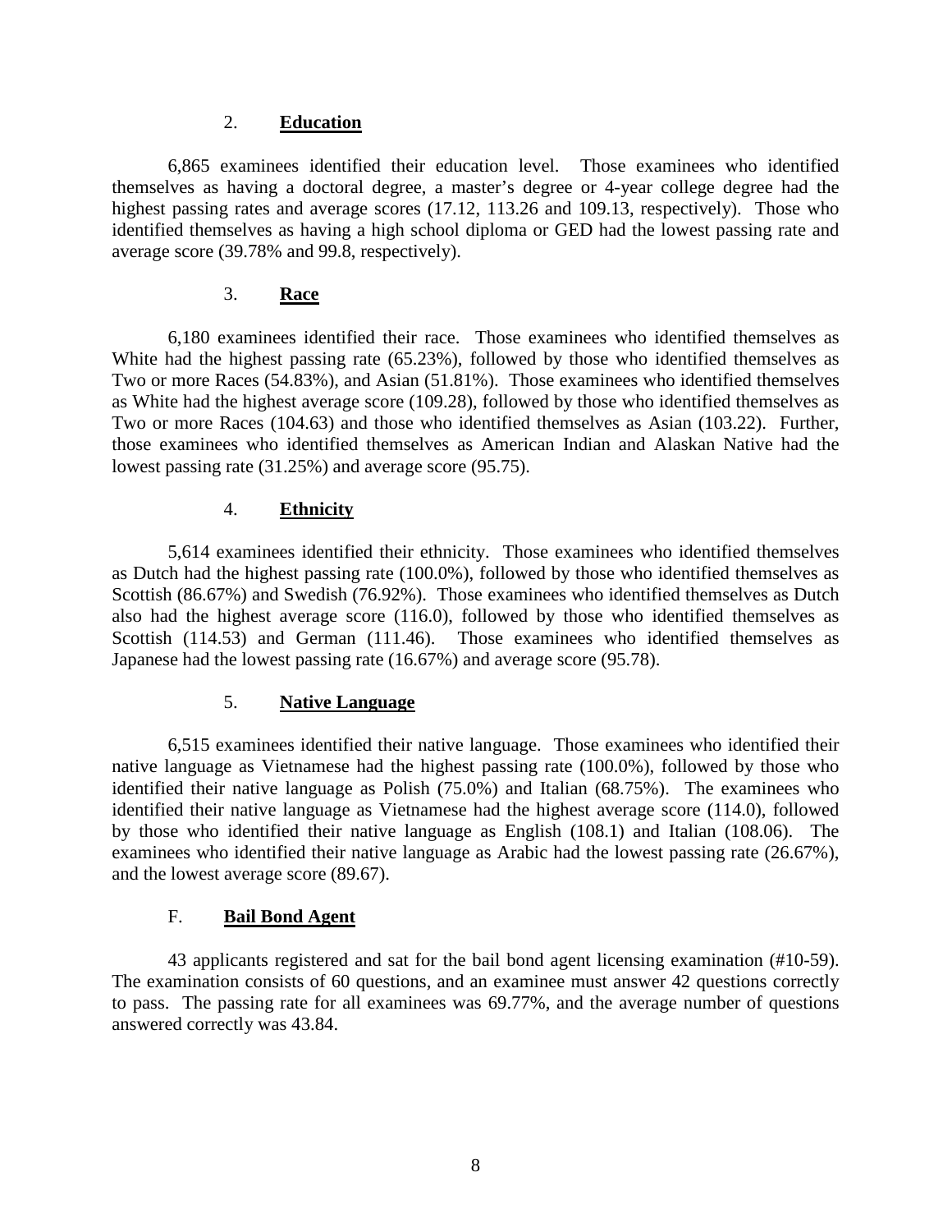### 2. **Education**

6,865 examinees identified their education level. Those examinees who identified themselves as having a doctoral degree, a master's degree or 4-year college degree had the highest passing rates and average scores (17.12, 113.26 and 109.13, respectively). Those who identified themselves as having a high school diploma or GED had the lowest passing rate and average score (39.78% and 99.8, respectively).

### 3. **Race**

6,180 examinees identified their race. Those examinees who identified themselves as White had the highest passing rate (65.23%), followed by those who identified themselves as Two or more Races (54.83%), and Asian (51.81%). Those examinees who identified themselves as White had the highest average score (109.28), followed by those who identified themselves as Two or more Races (104.63) and those who identified themselves as Asian (103.22). Further, those examinees who identified themselves as American Indian and Alaskan Native had the lowest passing rate (31.25%) and average score (95.75).

### 4. **Ethnicity**

5,614 examinees identified their ethnicity. Those examinees who identified themselves as Dutch had the highest passing rate (100.0%), followed by those who identified themselves as Scottish (86.67%) and Swedish (76.92%). Those examinees who identified themselves as Dutch also had the highest average score (116.0), followed by those who identified themselves as Scottish (114.53) and German (111.46). Those examinees who identified themselves as Japanese had the lowest passing rate (16.67%) and average score (95.78).

### 5. **Native Language**

6,515 examinees identified their native language. Those examinees who identified their native language as Vietnamese had the highest passing rate (100.0%), followed by those who identified their native language as Polish (75.0%) and Italian (68.75%). The examinees who identified their native language as Vietnamese had the highest average score (114.0), followed by those who identified their native language as English (108.1) and Italian (108.06). The examinees who identified their native language as Arabic had the lowest passing rate (26.67%), and the lowest average score (89.67).

## F. **Bail Bond Agent**

43 applicants registered and sat for the bail bond agent licensing examination (#10-59). The examination consists of 60 questions, and an examinee must answer 42 questions correctly to pass. The passing rate for all examinees was 69.77%, and the average number of questions answered correctly was 43.84.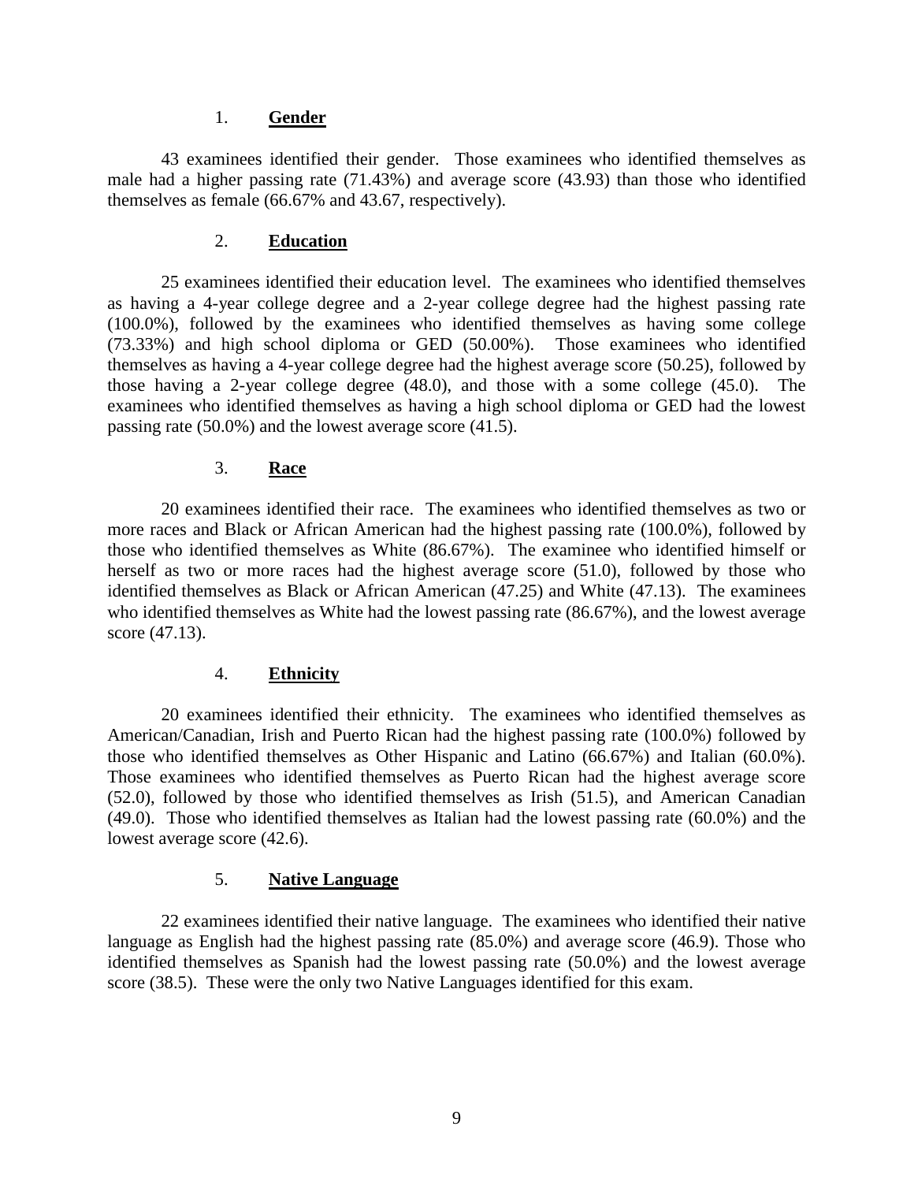1. **Gender**

43 examinees identified their gender. Those examinees who identified themselves as male had a higher passing rate (71.43%) and average score (43.93) than those who identified themselves as female (66.67% and 43.67, respectively).

2. **Education**

25 examinees identified their education level. The examinees who identified themselves as having a 4-year college degree and a 2-year college degree had the highest passing rate (100.0%), followed by the examinees who identified themselves as having some college (73.33%) and high school diploma or GED (50.00%). Those examinees who identified themselves as having a 4-year college degree had the highest average score (50.25), followed by those having a 2-year college degree (48.0), and those with a some college (45.0). The examinees who identified themselves as having a high school diploma or GED had the lowest passing rate (50.0%) and the lowest average score (41.5).

3. **Race**

20 examinees identified their race. The examinees who identified themselves as two or more races and Black or African American had the highest passing rate (100.0%), followed by those who identified themselves as White (86.67%). The examinee who identified himself or herself as two or more races had the highest average score (51.0), followed by those who identified themselves as Black or African American (47.25) and White (47.13). The examinees who identified themselves as White had the lowest passing rate (86.67%), and the lowest average score (47.13).

4. **Ethnicity**

20 examinees identified their ethnicity. The examinees who identified themselves as American/Canadian, Irish and Puerto Rican had the highest passing rate (100.0%) followed by those who identified themselves as Other Hispanic and Latino (66.67%) and Italian (60.0%). Those examinees who identified themselves as Puerto Rican had the highest average score (52.0), followed by those who identified themselves as Irish (51.5), and American Canadian (49.0). Those who identified themselves as Italian had the lowest passing rate (60.0%) and the lowest average score (42.6).

5. **Native Language**

22 examinees identified their native language. The examinees who identified their native language as English had the highest passing rate (85.0%) and average score (46.9). Those who identified themselves as Spanish had the lowest passing rate (50.0%) and the lowest average score (38.5). These were the only two Native Languages identified for this exam.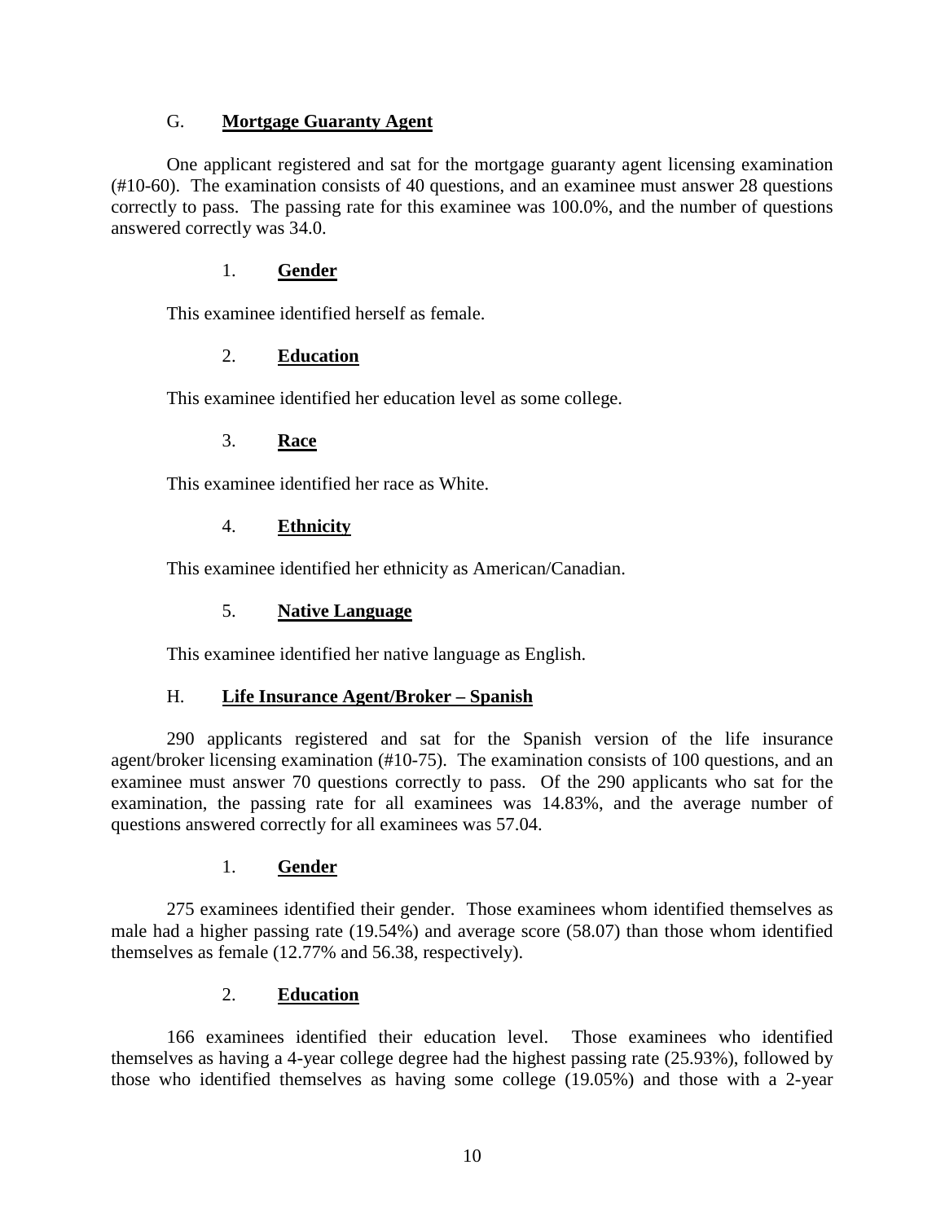### G. **Mortgage Guaranty Agent**

One applicant registered and sat for the mortgage guaranty agent licensing examination (#10-60). The examination consists of 40 questions, and an examinee must answer 28 questions correctly to pass. The passing rate for this examinee was 100.0%, and the number of questions answered correctly was 34.0.

#### 1. **Gender**

This examinee identified herself as female.

#### 2. **Education**

This examinee identified her education level as some college.

#### 3. **Race**

This examinee identified her race as White.

#### 4. **Ethnicity**

This examinee identified her ethnicity as American/Canadian.

#### 5. **Native Language**

This examinee identified her native language as English.

### H. **Life Insurance Agent/Broker – Spanish**

290 applicants registered and sat for the Spanish version of the life insurance agent/broker licensing examination (#10-75). The examination consists of 100 questions, and an examinee must answer 70 questions correctly to pass. Of the 290 applicants who sat for the examination, the passing rate for all examinees was 14.83%, and the average number of questions answered correctly for all examinees was 57.04.

#### 1. **Gender**

275 examinees identified their gender. Those examinees whom identified themselves as male had a higher passing rate (19.54%) and average score (58.07) than those whom identified themselves as female (12.77% and 56.38, respectively).

#### 2. **Education**

166 examinees identified their education level. Those examinees who identified themselves as having a 4-year college degree had the highest passing rate (25.93%), followed by those who identified themselves as having some college (19.05%) and those with a 2-year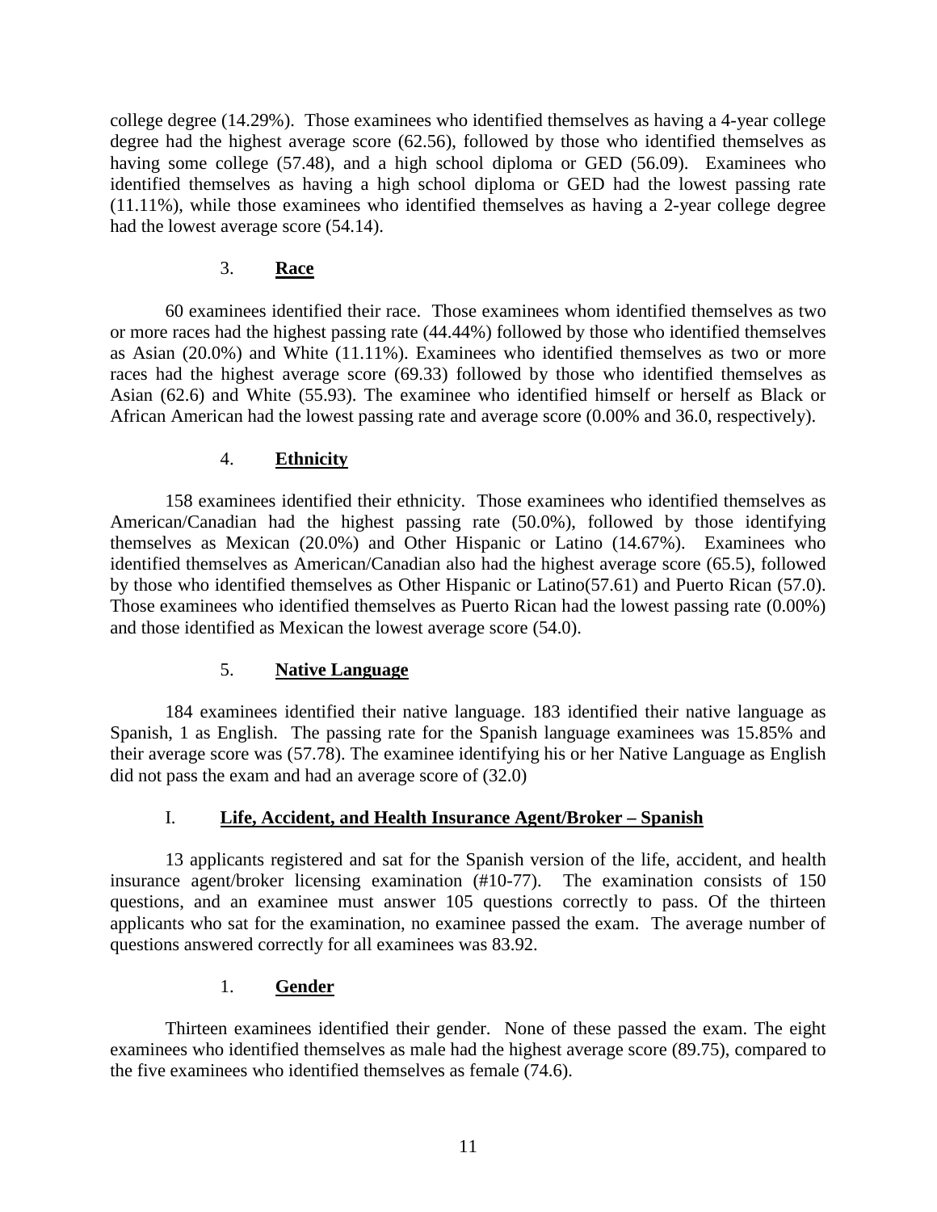college degree (14.29%). Those examinees who identified themselves as having a 4-year college degree had the highest average score (62.56), followed by those who identified themselves as having some college (57.48), and a high school diploma or GED (56.09). Examinees who identified themselves as having a high school diploma or GED had the lowest passing rate (11.11%), while those examinees who identified themselves as having a 2-year college degree had the lowest average score (54.14).

### 3. **Race**

60 examinees identified their race. Those examinees whom identified themselves as two or more races had the highest passing rate (44.44%) followed by those who identified themselves as Asian (20.0%) and White (11.11%). Examinees who identified themselves as two or more races had the highest average score (69.33) followed by those who identified themselves as Asian (62.6) and White (55.93). The examinee who identified himself or herself as Black or African American had the lowest passing rate and average score (0.00% and 36.0, respectively).

### 4. **Ethnicity**

158 examinees identified their ethnicity. Those examinees who identified themselves as American/Canadian had the highest passing rate (50.0%), followed by those identifying themselves as Mexican (20.0%) and Other Hispanic or Latino (14.67%). Examinees who identified themselves as American/Canadian also had the highest average score (65.5), followed by those who identified themselves as Other Hispanic or Latino(57.61) and Puerto Rican (57.0). Those examinees who identified themselves as Puerto Rican had the lowest passing rate (0.00%) and those identified as Mexican the lowest average score (54.0).

### 5. **Native Language**

184 examinees identified their native language. 183 identified their native language as Spanish, 1 as English. The passing rate for the Spanish language examinees was 15.85% and their average score was (57.78). The examinee identifying his or her Native Language as English did not pass the exam and had an average score of (32.0)

## I. **Life, Accident, and Health Insurance Agent/Broker – Spanish**

13 applicants registered and sat for the Spanish version of the life, accident, and health insurance agent/broker licensing examination (#10-77). The examination consists of 150 questions, and an examinee must answer 105 questions correctly to pass. Of the thirteen applicants who sat for the examination, no examinee passed the exam. The average number of questions answered correctly for all examinees was 83.92.

### 1. **Gender**

Thirteen examinees identified their gender. None of these passed the exam. The eight examinees who identified themselves as male had the highest average score (89.75), compared to the five examinees who identified themselves as female (74.6).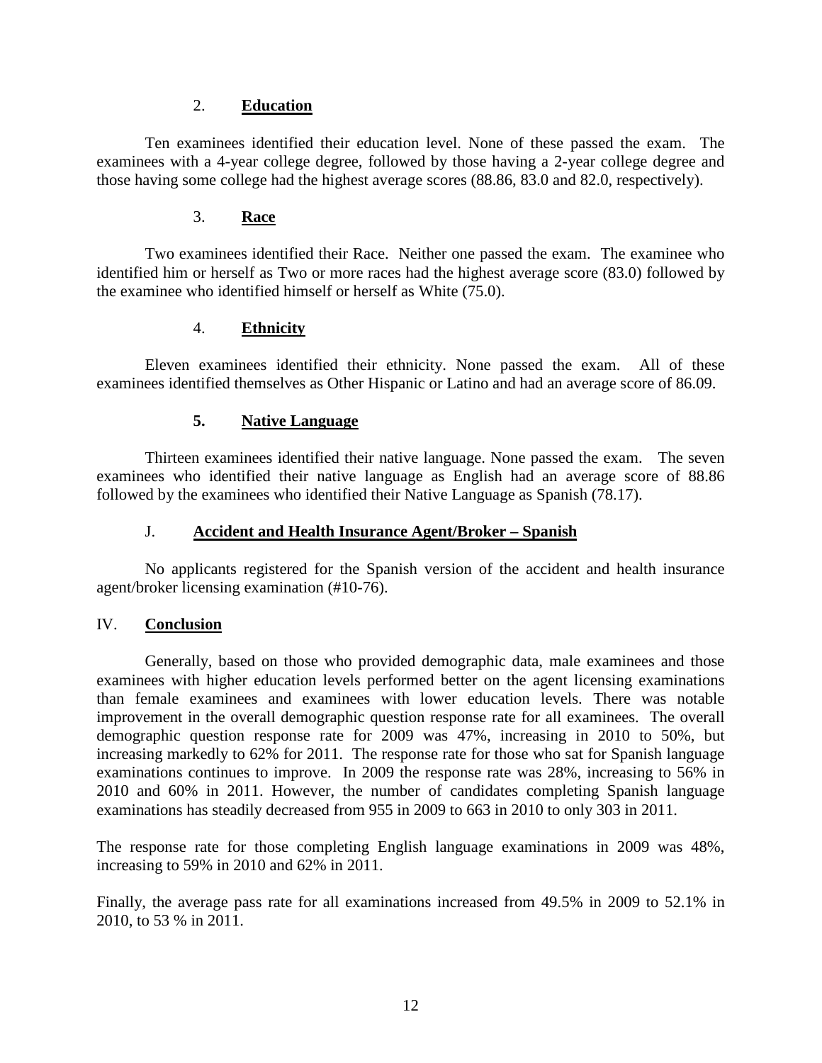#### 2. **Education**

Ten examinees identified their education level. None of these passed the exam. The examinees with a 4-year college degree, followed by those having a 2-year college degree and those having some college had the highest average scores (88.86, 83.0 and 82.0, respectively).

#### 3. **Race**

Two examinees identified their Race. Neither one passed the exam. The examinee who identified him or herself as Two or more races had the highest average score (83.0) followed by the examinee who identified himself or herself as White (75.0).

#### 4. **Ethnicity**

Eleven examinees identified their ethnicity. None passed the exam. All of these examinees identified themselves as Other Hispanic or Latino and had an average score of 86.09.

#### 5. **Native Language**

Thirteen examinees identified their native language. None passed the exam. The seven examinees who identified their native language as English had an average score of 88.86 followed by the examinees who identified their Native Language as Spanish (78.17).

### J. **Accident and Health Insurance Agent/Broker – Spanish**

No applicants registered for the Spanish version of the accident and health insurance agent/broker licensing examination (#10-76).

## IV. **Conclusion**

Generally, based on those who provided demographic data, male examinees and those examinees with higher education levels performed better on the agent licensing examinations than female examinees and examinees with lower education levels. There was notable improvement in the overall demographic question response rate for all examinees. The overall demographic question response rate for 2009 was 47%, increasing in 2010 to 50%, but increasing markedly to 62% for 2011. The response rate for those who sat for Spanish language examinations continues to improve. In 2009 the response rate was 28%, increasing to 56% in 2010 and 60% in 2011. However, the number of candidates completing Spanish language examinations has steadily decreased from 955 in 2009 to 663 in 2010 to only 303 in 2011.

The response rate for those completing English language examinations in 2009 was 48%, increasing to 59% in 2010 and 62% in 2011.

Finally, the average pass rate for all examinations increased from 49.5% in 2009 to 52.1% in 2010, to 53 % in 2011.